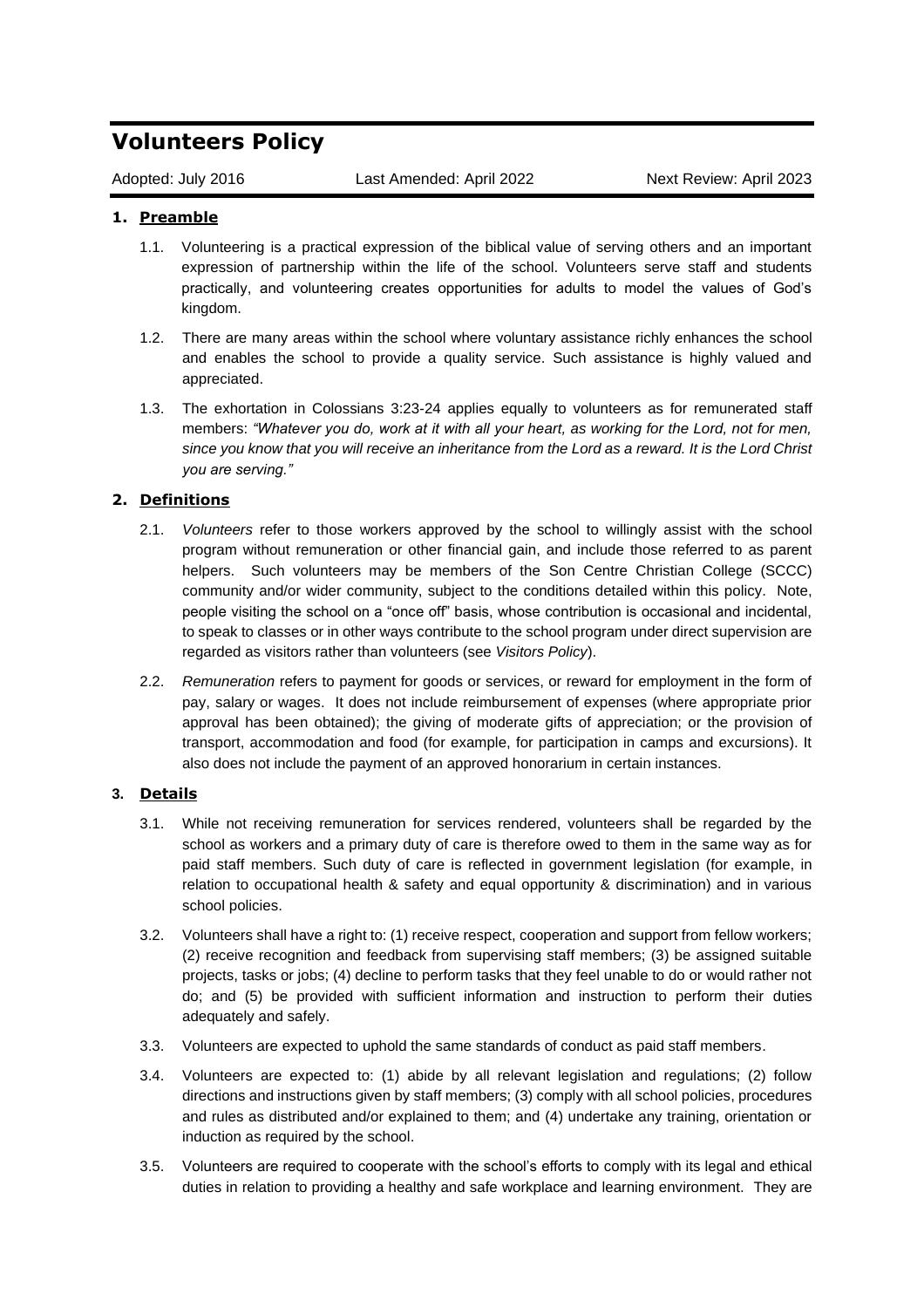# Volunteers Policy

Adopted: July 2016 Last Amended: April 2022 Next Review: April 2023

## 1. Preamble

1.1. Volunteering is a practical expression of the biblical value of serving others and an important expression of partnership within the life of the school. Volunteers serve staff and students practically, and volunteering creates opportunities for adults to model the values of God's kingdom.

1.2. There are many areas within the school where voluntary assistance richly enhances the school and enables the school to provide a quality service. Such assistance is highly valued and appreciated.

1.3. The exhortation in Colossians 3:23-24 applies equally to volunteers as for remunerated staff members: *"Whatever you do, work at it with all your heart, as working for the Lord, not for men, since you know that you will receive an inheritance from the Lord as a reward. It is the Lord Christ you are serving."*

## 2. Definitions

2.1. *Volunteers* refer to those workers approved by the school to willingly assist with the school program without remuneration or other financial gain, and include those referred to as parent helpers. Such volunteers may be members of the Son Centre Christian College (SCCC) community and/or wider community, subject to the conditions detailed within this policy. Note, people visiting the school on a "once off" basis, whose contribution is occasional and incidental, to speak to classes or in other ways contribute to the school program under direct supervision are regarded as visitors rather than volunteers (see *Visitors Policy*).

2.2. *Remuneration* refers to payment for goods or services, or reward for employment in the form of pay, salary or wages. It does not include reimbursement of expenses (where appropriate prior approval has been obtained); the giving of moderate gifts of appreciation; or the provision of transport, accommodation and food (for example, for participation in camps and excursions). It also does not include the payment of an approved honorarium in certain instances.

## 3. Details

3.1. While not receiving remuneration for services rendered, volunteers shall be regarded by the school as workers and a primary duty of care is therefore owed to them in the same way as for paid staff members. Such duty of care is reflected in government legislation (for example, in relation to occupational health & safety and equal opportunity & discrimination) and in various school policies.

3.2. Volunteers shall have a right to: (1) receive respect, cooperation and support from fellow workers; (2) receive recognition and feedback from supervising staff members; (3) be assigned suitable projects, tasks or jobs; (4) decline to perform tasks that they feel unable to do or would rather not do; and (5) be provided with sufficient information and instruction to perform their duties adequately and safely.

3.3. Volunteers are expected to uphold the same standards of conduct as paid staff members.

3.4. Volunteers are expected to: (1) abide by all relevant legislation and regulations; (2) follow directions and instructions given by staff members; (3) comply with all school policies, procedures and rules as distributed and/or explained to them; and (4) undertake any training, orientation or induction as required by the school.

3.5. Volunteers are required to cooperate with the school's efforts to comply with its legal and ethical duties in relation to providing a healthy and safe workplace and learning environment. They are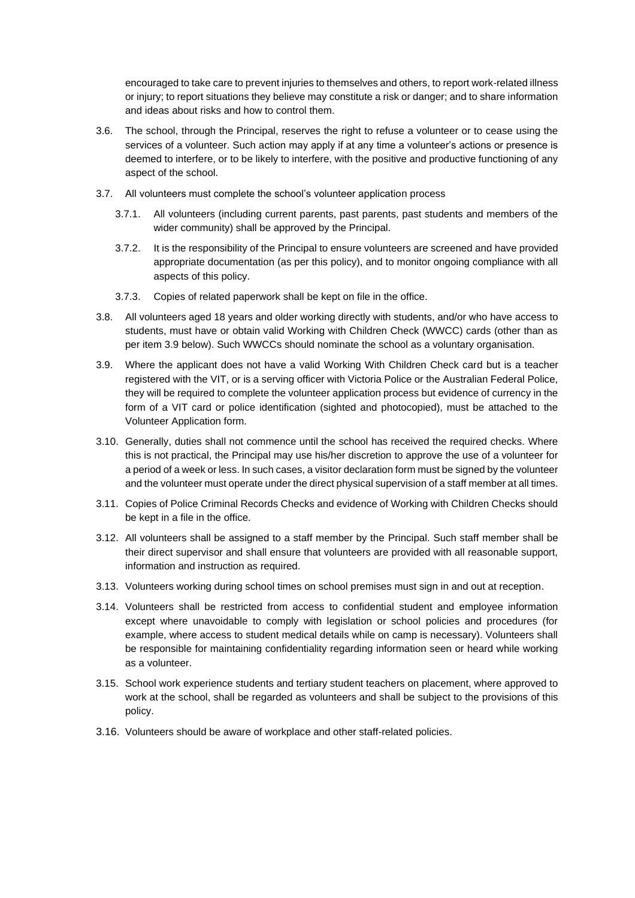encouraged to take care to prevent injuries to themselves and others, to report work-related illness or injury; to report situations they believe may constitute a risk or danger; and to share information and ideas about risks and how to control them.

3.6. The school, through the Principal, reserves the right to refuse a volunteer or to cease using the services of a volunteer. Such action may apply if at any time a volunteer's actions or presence is deemed to interfere, or to be likely to interfere, with the positive and productive functioning of any aspect of the school.

3.7. All volunteers must complete the school's volunteer application process

3.7.1. All volunteers (including current parents, past parents, past students and members of the wider community) shall be approved by the Principal.

3.7.2. It is the responsibility of the Principal to ensure volunteers are screened and have provided appropriate documentation (as per this policy), and to monitor ongoing compliance with all aspects of this policy.

3.7.3. Copies of related paperwork shall be kept on file in the office.

3.8. All volunteers aged 18 years and older working directly with students, and/or who have access to students, must have or obtain valid Working with Children Check (WWCC) cards (other than as per item 3.9 below). Such WWCCs should nominate the school as a voluntary organisation.

3.9. Where the applicant does not have a valid Working With Children Check card but is a teacher registered with the VIT, or is a serving officer with Victoria Police or the Australian Federal Police, they will be required to complete the volunteer application process but evidence of currency in the form of a VIT card or police identification (sighted and photocopied), must be attached to the Volunteer Application form.

3.10. Generally, duties shall not commence until the school has received the required checks. Where this is not practical, the Principal may use his/her discretion to approve the use of a volunteer for a period of a week or less. In such cases, a visitor declaration form must be signed by the volunteer and the volunteer must operate under the direct physical supervision of a staff member at all times.

3.11. Copies of Police Criminal Records Checks and evidence of Working with Children Checks should be kept in a file in the office.

3.12. All volunteers shall be assigned to a staff member by the Principal. Such staff member shall be their direct supervisor and shall ensure that volunteers are provided with all reasonable support, information and instruction as required.

3.13. Volunteers working during school times on school premises must sign in and out at reception.

3.14. Volunteers shall be restricted from access to confidential student and employee information except where unavoidable to comply with legislation or school policies and procedures (for example, where access to student medical details while on camp is necessary). Volunteers shall be responsible for maintaining confidentiality regarding information seen or heard while working as a volunteer.

3.15. School work experience students and tertiary student teachers on placement, where approved to work at the school, shall be regarded as volunteers and shall be subject to the provisions of this policy.

3.16. Volunteers should be aware of workplace and other staff-related policies.